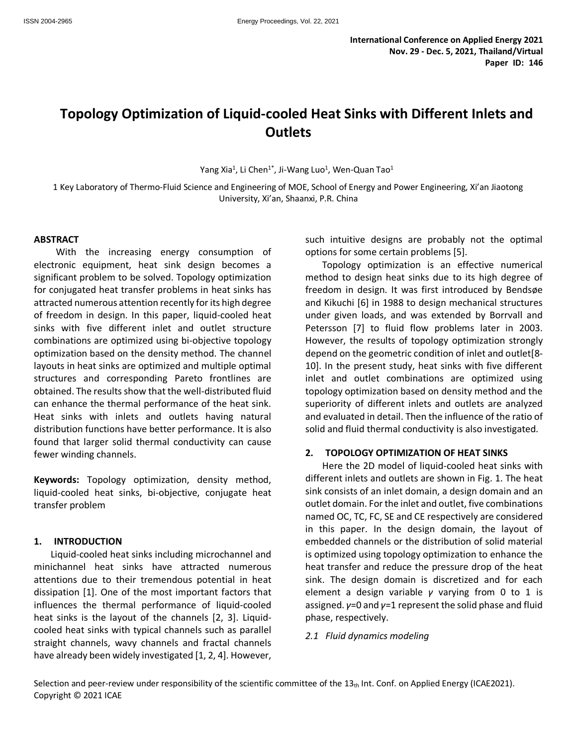International Conference on Applied Energy 2021
Nov. 29 - Dec. 5, 2021, Thailand/Virtual
Paper ID: 146

# Topology Optimization of Liquid-cooled Heat Sinks with Different Inlets and Outlets

Yang Xia[1], Li Chen[1*], Ji-Wang Luo[1], Wen-Quan Tao[1]

1 Key Laboratory of Thermo-Fluid Science and Engineering of MOE, School of Energy and Power Engineering, Xi'an Jiaotong University, Xi'an, Shaanxi, P.R. China

## ABSTRACT

With the increasing energy consumption of electronic equipment, heat sink design becomes a significant problem to be solved. Topology optimization for conjugated heat transfer problems in heat sinks has attracted numerous attention recently for its high degree of freedom in design. In this paper, liquid-cooled heat sinks with five different inlet and outlet structure combinations are optimized using bi-objective topology optimization based on the density method. The channel layouts in heat sinks are optimized and multiple optimal structures and corresponding Pareto frontlines are obtained. The results show that the well-distributed fluid can enhance the thermal performance of the heat sink. Heat sinks with inlets and outlets having natural distribution functions have better performance. It is also found that larger solid thermal conductivity can cause fewer winding channels.

**Keywords:** Topology optimization, density method, liquid-cooled heat sinks, bi-objective, conjugate heat transfer problem

## 1. INTRODUCTION

Liquid-cooled heat sinks including microchannel and minichannel heat sinks have attracted numerous attentions due to their tremendous potential in heat dissipation [1]. One of the most important factors that influences the thermal performance of liquid-cooled heat sinks is the layout of the channels [2, 3]. Liquid-cooled heat sinks with typical channels such as parallel straight channels, wavy channels and fractal channels have already been widely investigated [1, 2, 4]. However, such intuitive designs are probably not the optimal options for some certain problems [5].

Topology optimization is an effective numerical method to design heat sinks due to its high degree of freedom in design. It was first introduced by Bendsøe and Kikuchi [6] in 1988 to design mechanical structures under given loads, and was extended by Borrvall and Petersson [7] to fluid flow problems later in 2003. However, the results of topology optimization strongly depend on the geometric condition of inlet and outlet[8-10]. In the present study, heat sinks with five different inlet and outlet combinations are optimized using topology optimization based on density method and the superiority of different inlets and outlets are analyzed and evaluated in detail. Then the influence of the ratio of solid and fluid thermal conductivity is also investigated.

## 2. TOPOLOGY OPTIMIZATION OF HEAT SINKS

Here the 2D model of liquid-cooled heat sinks with different inlets and outlets are shown in Fig. 1. The heat sink consists of an inlet domain, a design domain and an outlet domain. For the inlet and outlet, five combinations named OC, TC, FC, SE and CE respectively are considered in this paper. In the design domain, the layout of embedded channels or the distribution of solid material is optimized using topology optimization to enhance the heat transfer and reduce the pressure drop of the heat sink. The design domain is discretized and for each element a design variable $\gamma$ varying from 0 to 1 is assigned. $\gamma$=0 and $\gamma$=1 represent the solid phase and fluid phase, respectively.

### *2.1 Fluid dynamics modeling*

Selection and peer-review under responsibility of the scientific committee of the 13th Int. Conf. on Applied Energy (ICAE2021).
Copyright © 2021 ICAE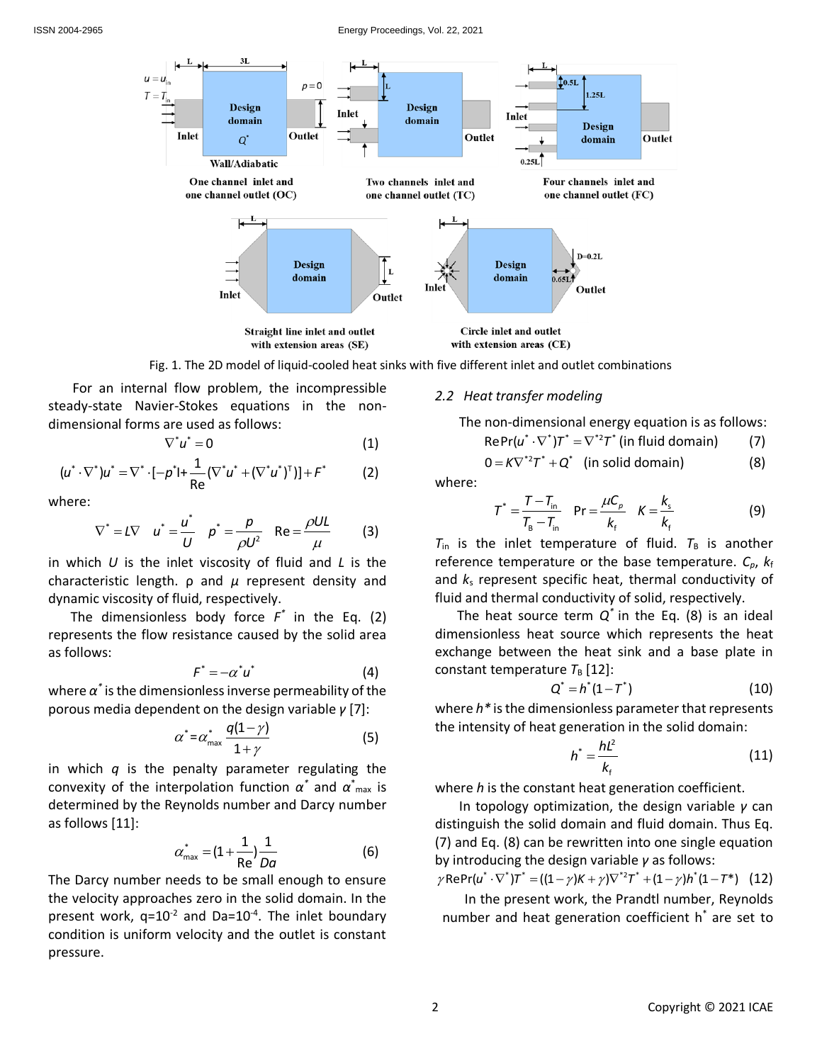Fig. 1. The 2D model of liquid-cooled heat sinks with five different inlet and outlet combinations

For an internal flow problem, the incompressible steady-state Navier-Stokes equations in the non-dimensional forms are used as follows:

$$\nabla^* u^* = 0 \tag{1}$$

$$(u^* \cdot \nabla^*)u^* = \nabla^* \cdot [-p^* \mathrm{I} + \frac{1}{\mathrm{Re}}(\nabla^* u^* + (\nabla^* u^*)^{\mathrm{T}})] + F^* \tag{2}$$

where:

$$\nabla^* = L\nabla \quad u^* = \frac{u^*}{U} \quad p^* = \frac{p}{\rho U^2} \quad \mathrm{Re} = \frac{\rho UL}{\mu} \tag{3}$$

in which $U$ is the inlet viscosity of fluid and $L$ is the characteristic length. ρ and $\mu$ represent density and dynamic viscosity of fluid, respectively.

The dimensionless body force $F^*$ in the Eq. (2) represents the flow resistance caused by the solid area as follows:

$$F^* = -\alpha^* u^* \tag{4}$$

where $\alpha^*$ is the dimensionless inverse permeability of the porous media dependent on the design variable $\gamma$ [7]:

$$\alpha^* = \alpha^*_{\max} \frac{q(1-\gamma)}{1+\gamma} \tag{5}$$

in which $q$ is the penalty parameter regulating the convexity of the interpolation function $\alpha^*$ and $\alpha^*_{\max}$ is determined by the Reynolds number and Darcy number as follows [11]:

$$\alpha^*_{\max} = (1 + \frac{1}{\mathrm{Re}})\frac{1}{Da} \tag{6}$$

The Darcy number needs to be small enough to ensure the velocity approaches zero in the solid domain. In the present work, q=$10^{-2}$ and Da=$10^{-4}$. The inlet boundary condition is uniform velocity and the outlet is constant pressure.

### 2.2 Heat transfer modeling

The non-dimensional energy equation is as follows:

$$\mathrm{Re}\mathrm{Pr}(u^* \cdot \nabla^*)T^* = \nabla^{*2} T^* \text{ (in fluid domain)} \tag{7}$$

$$0 = K\nabla^{*2} T^* + Q^* \text{ (in solid domain)} \tag{8}$$

where:

$$T^* = \frac{T - T_{\mathrm{in}}}{T_{\mathrm{B}} - T_{\mathrm{in}}} \quad \mathrm{Pr} = \frac{\mu C_p}{k_{\mathrm{f}}} \quad K = \frac{k_{\mathrm{s}}}{k_{\mathrm{f}}} \tag{9}$$

$T_{\mathrm{in}}$ is the inlet temperature of fluid. $T_{\mathrm{B}}$ is another reference temperature or the base temperature. $C_p$, $k_{\mathrm{f}}$ and $k_{\mathrm{s}}$ represent specific heat, thermal conductivity of fluid and thermal conductivity of solid, respectively.

The heat source term $Q^*$ in the Eq. (8) is an ideal dimensionless heat source which represents the heat exchange between the heat sink and a base plate in constant temperature $T_{\mathrm{B}}$ [12]:

$$Q^* = h^*(1 - T^*) \tag{10}$$

where $h^*$ is the dimensionless parameter that represents the intensity of heat generation in the solid domain:

$$h^* = \frac{hL^2}{k_{\mathrm{f}}} \tag{11}$$

where $h$ is the constant heat generation coefficient.

In topology optimization, the design variable $\gamma$ can distinguish the solid domain and fluid domain. Thus Eq. (7) and Eq. (8) can be rewritten into one single equation by introducing the design variable $\gamma$ as follows:

$$\gamma \mathrm{Re}\mathrm{Pr}(u^* \cdot \nabla^*)T^* = ((1-\gamma)K + \gamma)\nabla^{*2} T^* + (1-\gamma)h^*(1 - T^*) \tag{12}$$

In the present work, the Prandtl number, Reynolds number and heat generation coefficient $h^*$ are set to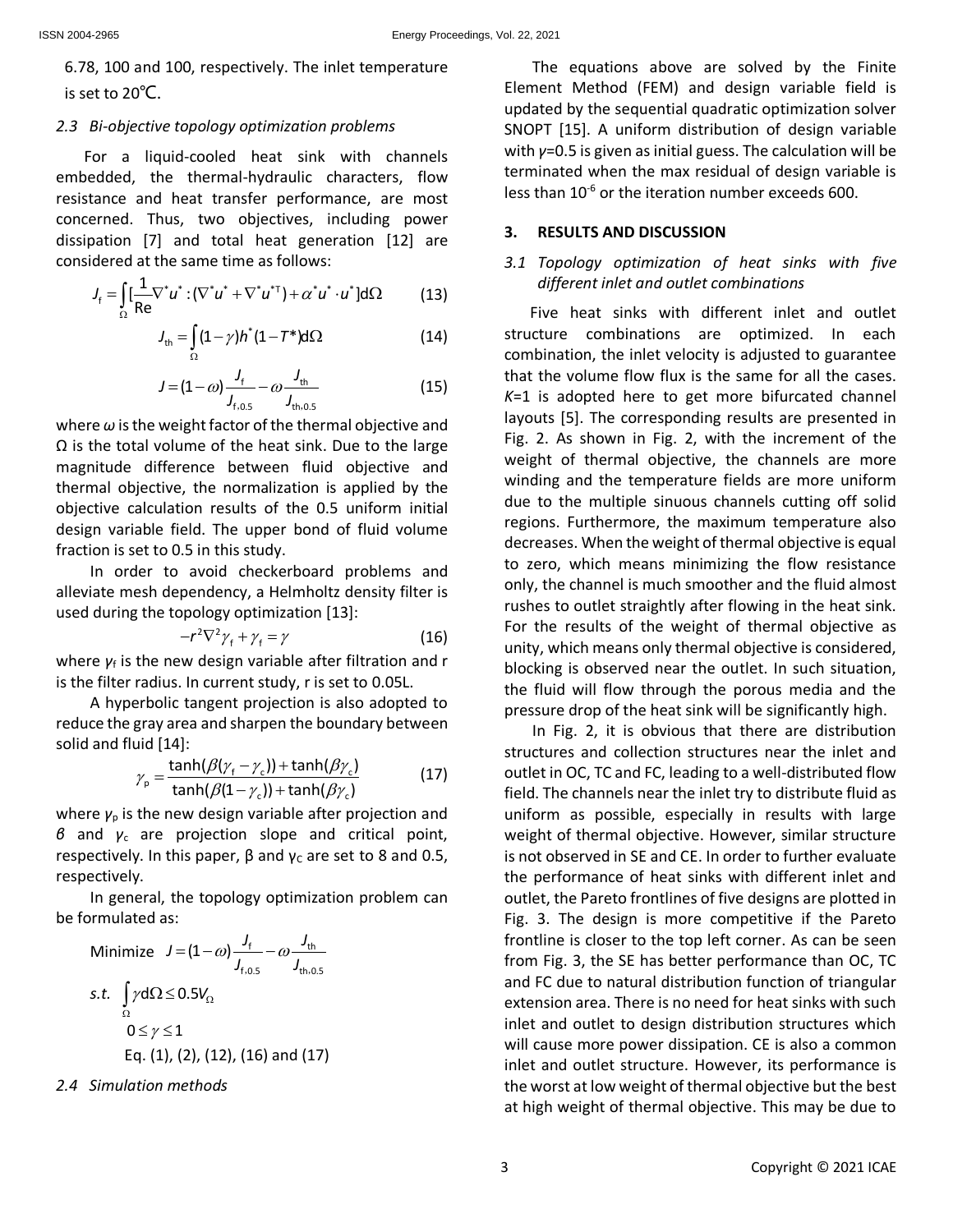6.78, 100 and 100, respectively. The inlet temperature is set to 20℃.

### 2.3 Bi-objective topology optimization problems

For a liquid-cooled heat sink with channels embedded, the thermal-hydraulic characters, flow resistance and heat transfer performance, are most concerned. Thus, two objectives, including power dissipation [7] and total heat generation [12] are considered at the same time as follows:

$$J_{\mathrm{f}} = \int_{\Omega} [\frac{1}{\mathrm{Re}} \nabla^* u^* : (\nabla^* u^* + \nabla^* u^{*\mathrm{T}}) + \alpha^* u^* \cdot u^*] \mathrm{d}\Omega \tag{13}$$

$$J_{\mathrm{th}} = \int_{\Omega} (1-\gamma) h^* (1-T^*) \mathrm{d}\Omega \tag{14}$$

$$J = (1-\omega) \frac{J_{\mathrm{f}}}{J_{\mathrm{f},0.5}} - \omega \frac{J_{\mathrm{th}}}{J_{\mathrm{th},0.5}} \tag{15}$$

where $\omega$ is the weight factor of the thermal objective and $\Omega$ is the total volume of the heat sink. Due to the large magnitude difference between fluid objective and thermal objective, the normalization is applied by the objective calculation results of the 0.5 uniform initial design variable field. The upper bond of fluid volume fraction is set to 0.5 in this study.

In order to avoid checkerboard problems and alleviate mesh dependency, a Helmholtz density filter is used during the topology optimization [13]:

$$-r^2 \nabla^2 \gamma_{\mathrm{f}} + \gamma_{\mathrm{f}} = \gamma \tag{16}$$

where $\gamma_{\mathrm{f}}$ is the new design variable after filtration and r is the filter radius. In current study, r is set to 0.05L.

A hyperbolic tangent projection is also adopted to reduce the gray area and sharpen the boundary between solid and fluid [14]:

$$\gamma_{\mathrm{p}} = \frac{\tanh(\beta(\gamma_{\mathrm{f}} - \gamma_{\mathrm{c}})) + \tanh(\beta \gamma_{\mathrm{c}})}{\tanh(\beta(1-\gamma_{\mathrm{c}})) + \tanh(\beta \gamma_{\mathrm{c}})} \tag{17}$$

where $\gamma_{\mathrm{p}}$ is the new design variable after projection and $\beta$ and $\gamma_{\mathrm{c}}$ are projection slope and critical point, respectively. In this paper, $\beta$ and $\gamma_{\mathrm{C}}$ are set to 8 and 0.5, respectively.

In general, the topology optimization problem can be formulated as:

$$\text{Minimize} \quad J = (1-\omega) \frac{J_{\mathrm{f}}}{J_{\mathrm{f},0.5}} - \omega \frac{J_{\mathrm{th}}}{J_{\mathrm{th},0.5}}$$

$$\textit{s.t.} \quad \int_{\Omega} \gamma \mathrm{d}\Omega \le 0.5 V_{\Omega}$$

$$0 \le \gamma \le 1$$

Eq. (1), (2), (12), (16) and (17)

### 2.4 Simulation methods

The equations above are solved by the Finite Element Method (FEM) and design variable field is updated by the sequential quadratic optimization solver SNOPT [15]. A uniform distribution of design variable with $\gamma$=0.5 is given as initial guess. The calculation will be terminated when the max residual of design variable is less than $10^{-6}$ or the iteration number exceeds 600.

## 3. RESULTS AND DISCUSSION

### 3.1 Topology optimization of heat sinks with five different inlet and outlet combinations

Five heat sinks with different inlet and outlet structure combinations are optimized. In each combination, the inlet velocity is adjusted to guarantee that the volume flow flux is the same for all the cases. $K$=1 is adopted here to get more bifurcated channel layouts [5]. The corresponding results are presented in Fig. 2. As shown in Fig. 2, with the increment of the weight of thermal objective, the channels are more winding and the temperature fields are more uniform due to the multiple sinuous channels cutting off solid regions. Furthermore, the maximum temperature also decreases. When the weight of thermal objective is equal to zero, which means minimizing the flow resistance only, the channel is much smoother and the fluid almost rushes to outlet straightly after flowing in the heat sink. For the results of the weight of thermal objective as unity, which means only thermal objective is considered, blocking is observed near the outlet. In such situation, the fluid will flow through the porous media and the pressure drop of the heat sink will be significantly high.

In Fig. 2, it is obvious that there are distribution structures and collection structures near the inlet and outlet in OC, TC and FC, leading to a well-distributed flow field. The channels near the inlet try to distribute fluid as uniform as possible, especially in results with large weight of thermal objective. However, similar structure is not observed in SE and CE. In order to further evaluate the performance of heat sinks with different inlet and outlet, the Pareto frontlines of five designs are plotted in Fig. 3. The design is more competitive if the Pareto frontline is closer to the top left corner. As can be seen from Fig. 3, the SE has better performance than OC, TC and FC due to natural distribution function of triangular extension area. There is no need for heat sinks with such inlet and outlet to design distribution structures which will cause more power dissipation. CE is also a common inlet and outlet structure. However, its performance is the worst at low weight of thermal objective but the best at high weight of thermal objective. This may be due to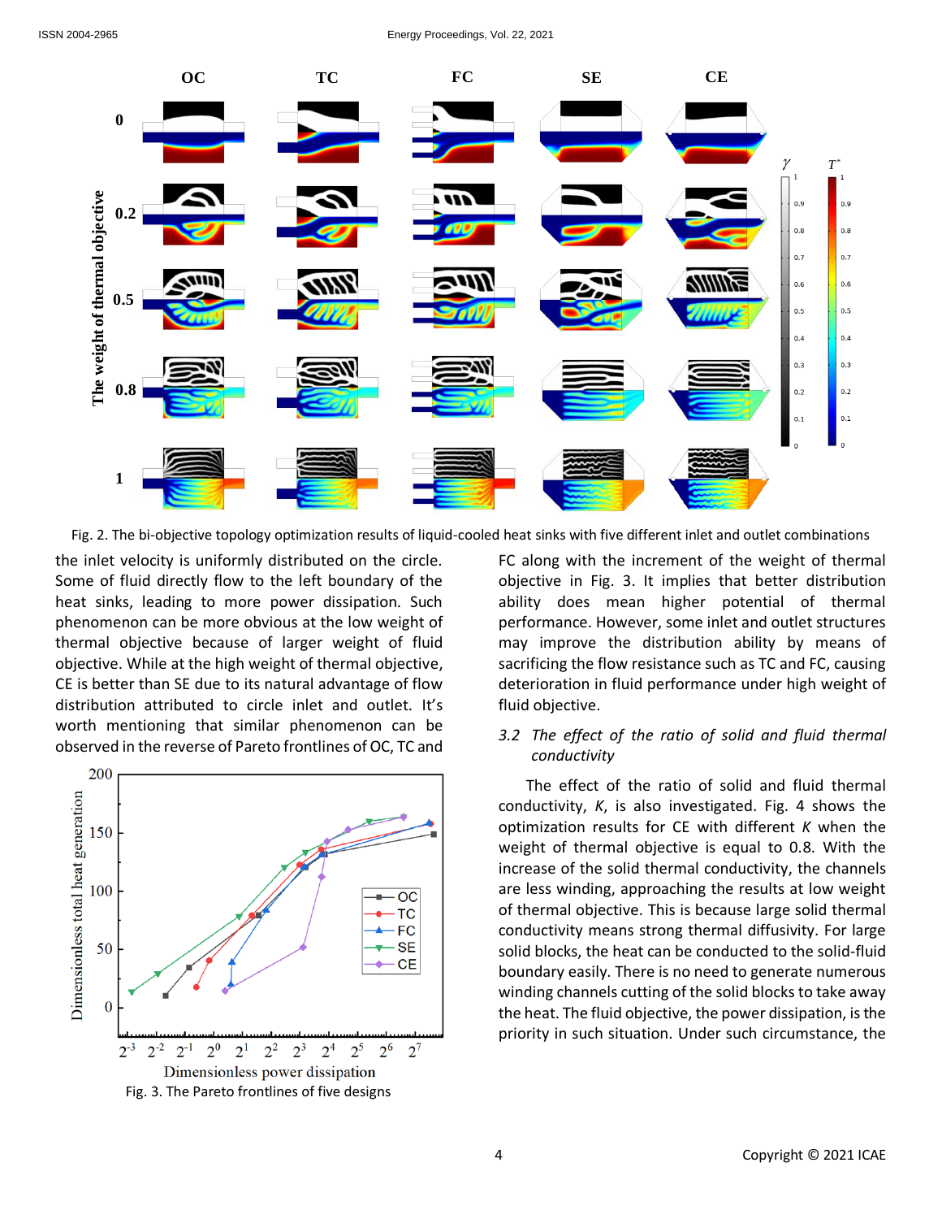Fig. 2. The bi-objective topology optimization results of liquid-cooled heat sinks with five different inlet and outlet combinations

the inlet velocity is uniformly distributed on the circle. Some of fluid directly flow to the left boundary of the heat sinks, leading to more power dissipation. Such phenomenon can be more obvious at the low weight of thermal objective because of larger weight of fluid objective. While at the high weight of thermal objective, CE is better than SE due to its natural advantage of flow distribution attributed to circle inlet and outlet. It's worth mentioning that similar phenomenon can be observed in the reverse of Pareto frontlines of OC, TC and FC along with the increment of the weight of thermal objective in Fig. 3. It implies that better distribution ability does mean higher potential of thermal performance. However, some inlet and outlet structures may improve the distribution ability by means of sacrificing the flow resistance such as TC and FC, causing deterioration in fluid performance under high weight of fluid objective.

Fig. 3. The Pareto frontlines of five designs

### 3.2 *The effect of the ratio of solid and fluid thermal conductivity*

The effect of the ratio of solid and fluid thermal conductivity, *K*, is also investigated. Fig. 4 shows the optimization results for CE with different *K* when the weight of thermal objective is equal to 0.8. With the increase of the solid thermal conductivity, the channels are less winding, approaching the results at low weight of thermal objective. This is because large solid thermal conductivity means strong thermal diffusivity. For large solid blocks, the heat can be conducted to the solid-fluid boundary easily. There is no need to generate numerous winding channels cutting of the solid blocks to take away the heat. The fluid objective, the power dissipation, is the priority in such situation. Under such circumstance, the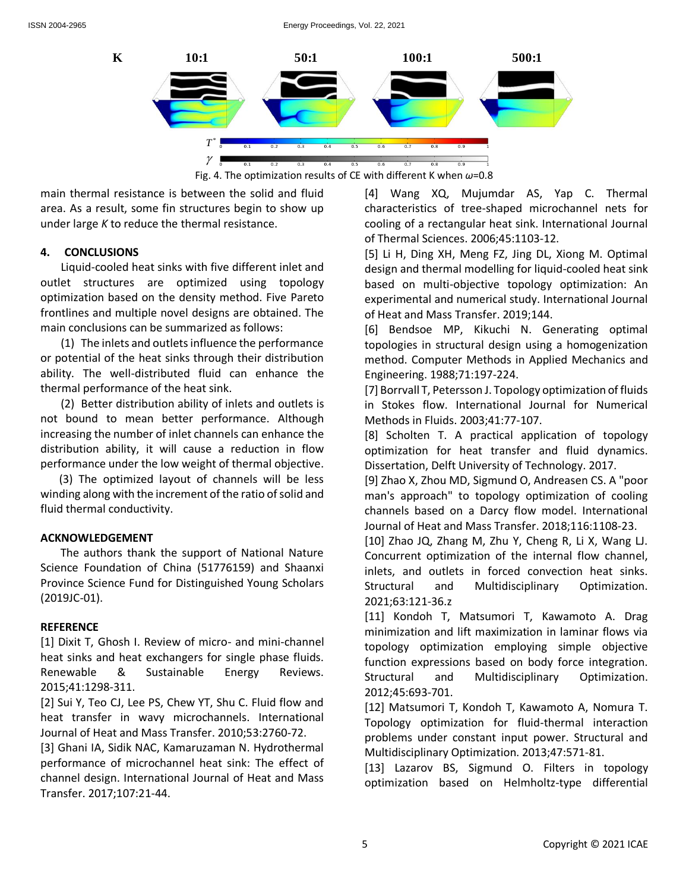Fig. 4. The optimization results of CE with different K when $\omega$=0.8

main thermal resistance is between the solid and fluid area. As a result, some fin structures begin to show up under large *K* to reduce the thermal resistance.

## 4. CONCLUSIONS

Liquid-cooled heat sinks with five different inlet and outlet structures are optimized using topology optimization based on the density method. Five Pareto frontlines and multiple novel designs are obtained. The main conclusions can be summarized as follows:

(1) The inlets and outlets influence the performance or potential of the heat sinks through their distribution ability. The well-distributed fluid can enhance the thermal performance of the heat sink.

(2) Better distribution ability of inlets and outlets is not bound to mean better performance. Although increasing the number of inlet channels can enhance the distribution ability, it will cause a reduction in flow performance under the low weight of thermal objective.

(3) The optimized layout of channels will be less winding along with the increment of the ratio of solid and fluid thermal conductivity.

## ACKNOWLEDGEMENT

The authors thank the support of National Nature Science Foundation of China (51776159) and Shaanxi Province Science Fund for Distinguished Young Scholars (2019JC-01).

## REFERENCE

[1] Dixit T, Ghosh I. Review of micro- and mini-channel heat sinks and heat exchangers for single phase fluids. Renewable & Sustainable Energy Reviews. 2015;41:1298-311.

[2] Sui Y, Teo CJ, Lee PS, Chew YT, Shu C. Fluid flow and heat transfer in wavy microchannels. International Journal of Heat and Mass Transfer. 2010;53:2760-72.

[3] Ghani IA, Sidik NAC, Kamaruzaman N. Hydrothermal performance of microchannel heat sink: The effect of channel design. International Journal of Heat and Mass Transfer. 2017;107:21-44.

[4] Wang XQ, Mujumdar AS, Yap C. Thermal characteristics of tree-shaped microchannel nets for cooling of a rectangular heat sink. International Journal of Thermal Sciences. 2006;45:1103-12.

[5] Li H, Ding XH, Meng FZ, Jing DL, Xiong M. Optimal design and thermal modelling for liquid-cooled heat sink based on multi-objective topology optimization: An experimental and numerical study. International Journal of Heat and Mass Transfer. 2019;144.

[6] Bendsoe MP, Kikuchi N. Generating optimal topologies in structural design using a homogenization method. Computer Methods in Applied Mechanics and Engineering. 1988;71:197-224.

[7] Borrvall T, Petersson J. Topology optimization of fluids in Stokes flow. International Journal for Numerical Methods in Fluids. 2003;41:77-107.

[8] Scholten T. A practical application of topology optimization for heat transfer and fluid dynamics. Dissertation, Delft University of Technology. 2017.

[9] Zhao X, Zhou MD, Sigmund O, Andreasen CS. A "poor man's approach" to topology optimization of cooling channels based on a Darcy flow model. International Journal of Heat and Mass Transfer. 2018;116:1108-23.

[10] Zhao JQ, Zhang M, Zhu Y, Cheng R, Li X, Wang LJ. Concurrent optimization of the internal flow channel, inlets, and outlets in forced convection heat sinks. Structural and Multidisciplinary Optimization. 2021;63:121-36.z

[11] Kondoh T, Matsumori T, Kawamoto A. Drag minimization and lift maximization in laminar flows via topology optimization employing simple objective function expressions based on body force integration. Structural and Multidisciplinary Optimization. 2012;45:693-701.

[12] Matsumori T, Kondoh T, Kawamoto A, Nomura T. Topology optimization for fluid-thermal interaction problems under constant input power. Structural and Multidisciplinary Optimization. 2013;47:571-81.

[13] Lazarov BS, Sigmund O. Filters in topology optimization based on Helmholtz-type differential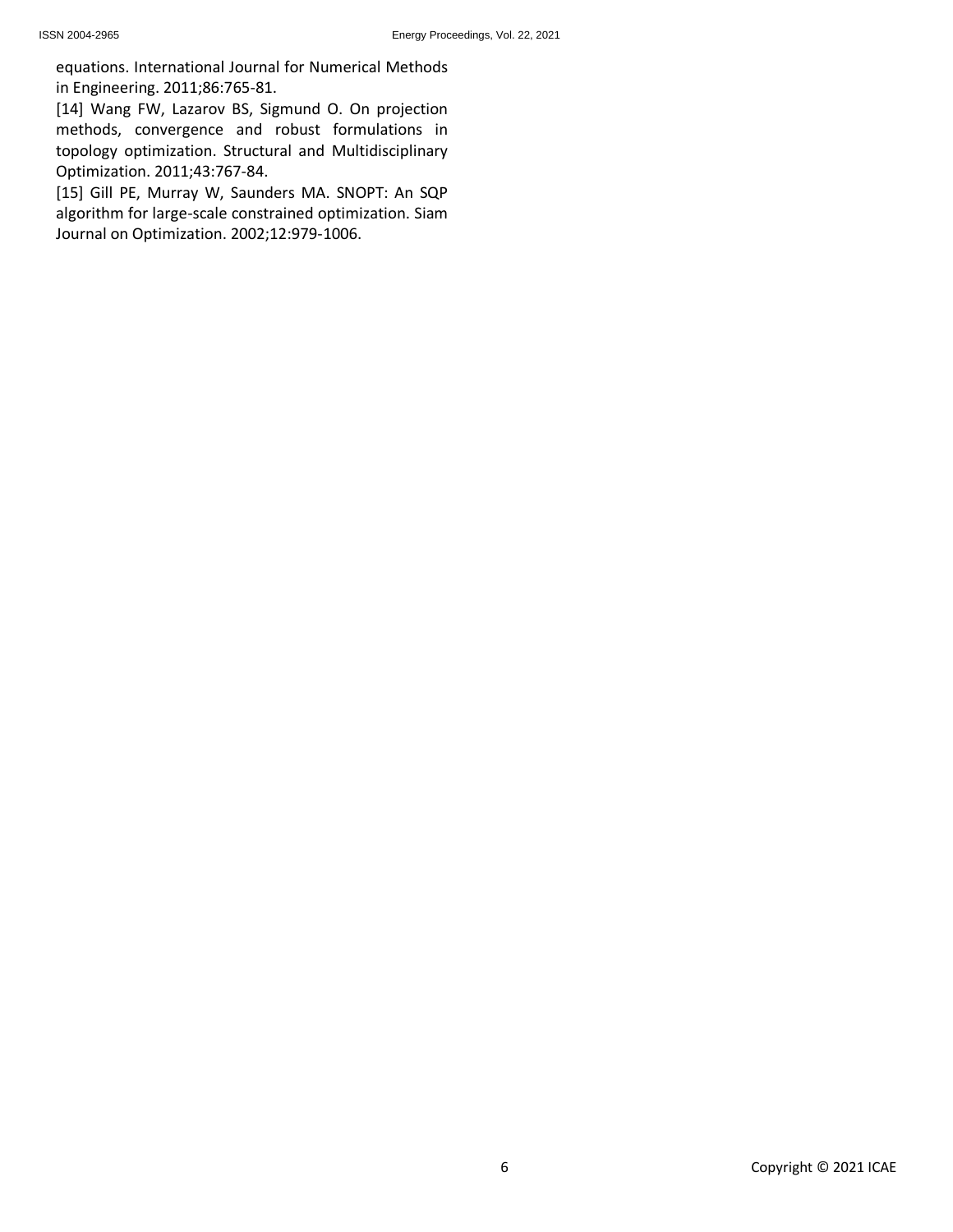equations. International Journal for Numerical Methods in Engineering. 2011;86:765-81.

[14] Wang FW, Lazarov BS, Sigmund O. On projection methods, convergence and robust formulations in topology optimization. Structural and Multidisciplinary Optimization. 2011;43:767-84.

[15] Gill PE, Murray W, Saunders MA. SNOPT: An SQP algorithm for large-scale constrained optimization. Siam Journal on Optimization. 2002;12:979-1006.